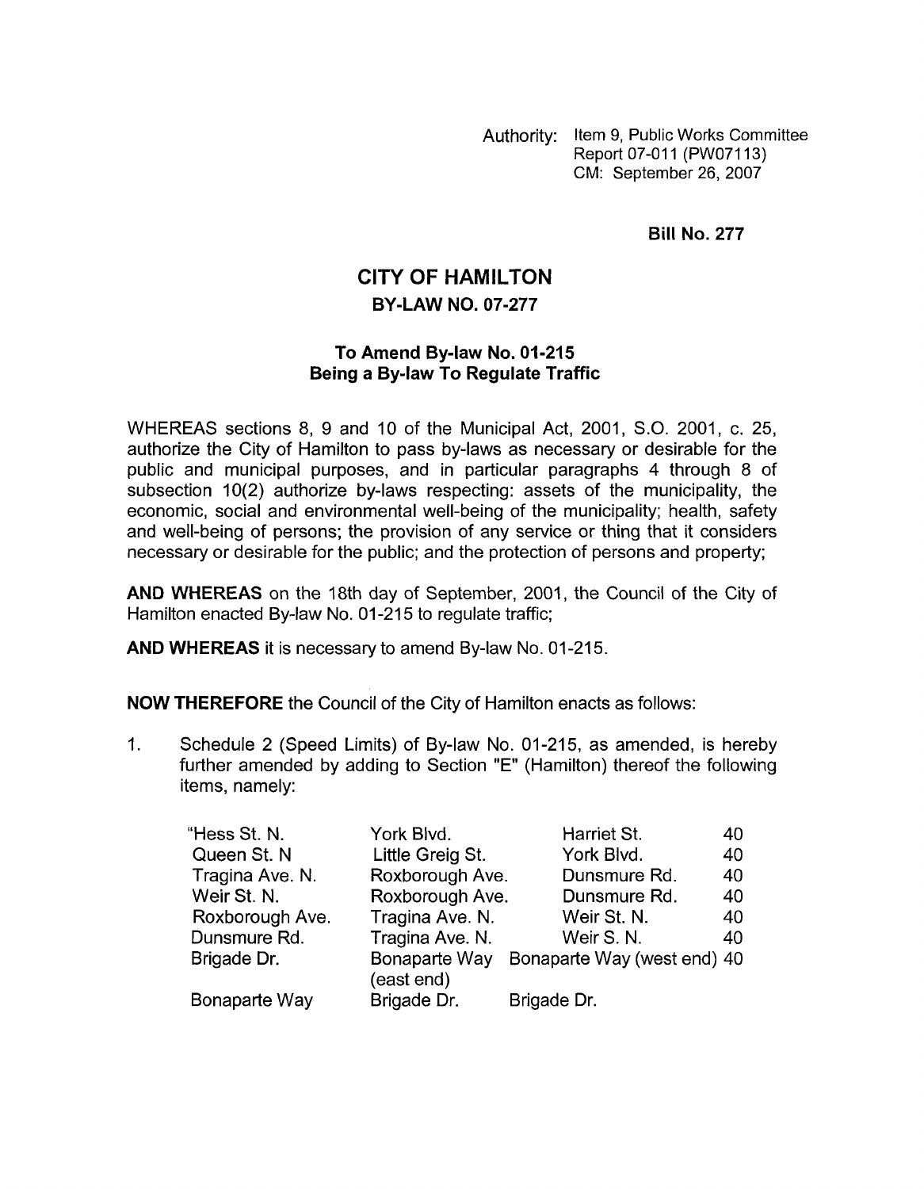Authority: Item 9, Public Works Committee
Report 07-011 (PW07113)
CM: September 26, 2007

**Bill No. 277**

# CITY OF HAMILTON

## BY-LAW NO. 07-277

### To Amend By-law No. 01-215 Being a By-law To Regulate Traffic

WHEREAS sections 8, 9 and 10 of the Municipal Act, 2001, S.O. 2001, c. 25, authorize the City of Hamilton to pass by-laws as necessary or desirable for the public and municipal purposes, and in particular paragraphs 4 through 8 of subsection 10(2) authorize by-laws respecting: assets of the municipality, the economic, social and environmental well-being of the municipality; health, safety and well-being of persons; the provision of any service or thing that it considers necessary or desirable for the public; and the protection of persons and property;

**AND WHEREAS** on the 18th day of September, 2001, the Council of the City of Hamilton enacted By-law No. 01-215 to regulate traffic;

**AND WHEREAS** it is necessary to amend By-law No. 01-215.

**NOW THEREFORE** the Council of the City of Hamilton enacts as follows:

1. Schedule 2 (Speed Limits) of By-law No. 01-215, as amended, is hereby further amended by adding to Section "E" (Hamilton) thereof the following items, namely:

| | | | |
|---|---|---|---|
| "Hess St. N. | York Blvd. | Harriet St. | 40 |
| Queen St. N | Little Greig St. | York Blvd. | 40 |
| Tragina Ave. N. | Roxborough Ave. | Dunsmure Rd. | 40 |
| Weir St. N. | Roxborough Ave. | Dunsmure Rd. | 40 |
| Roxborough Ave. | Tragina Ave. N. | Weir St. N. | 40 |
| Dunsmure Rd. | Tragina Ave. N. | Weir S. N. | 40 |
| Brigade Dr. | Bonaparte Way (east end) | Bonaparte Way (west end) | 40 |
| Bonaparte Way | Brigade Dr. | Brigade Dr. | |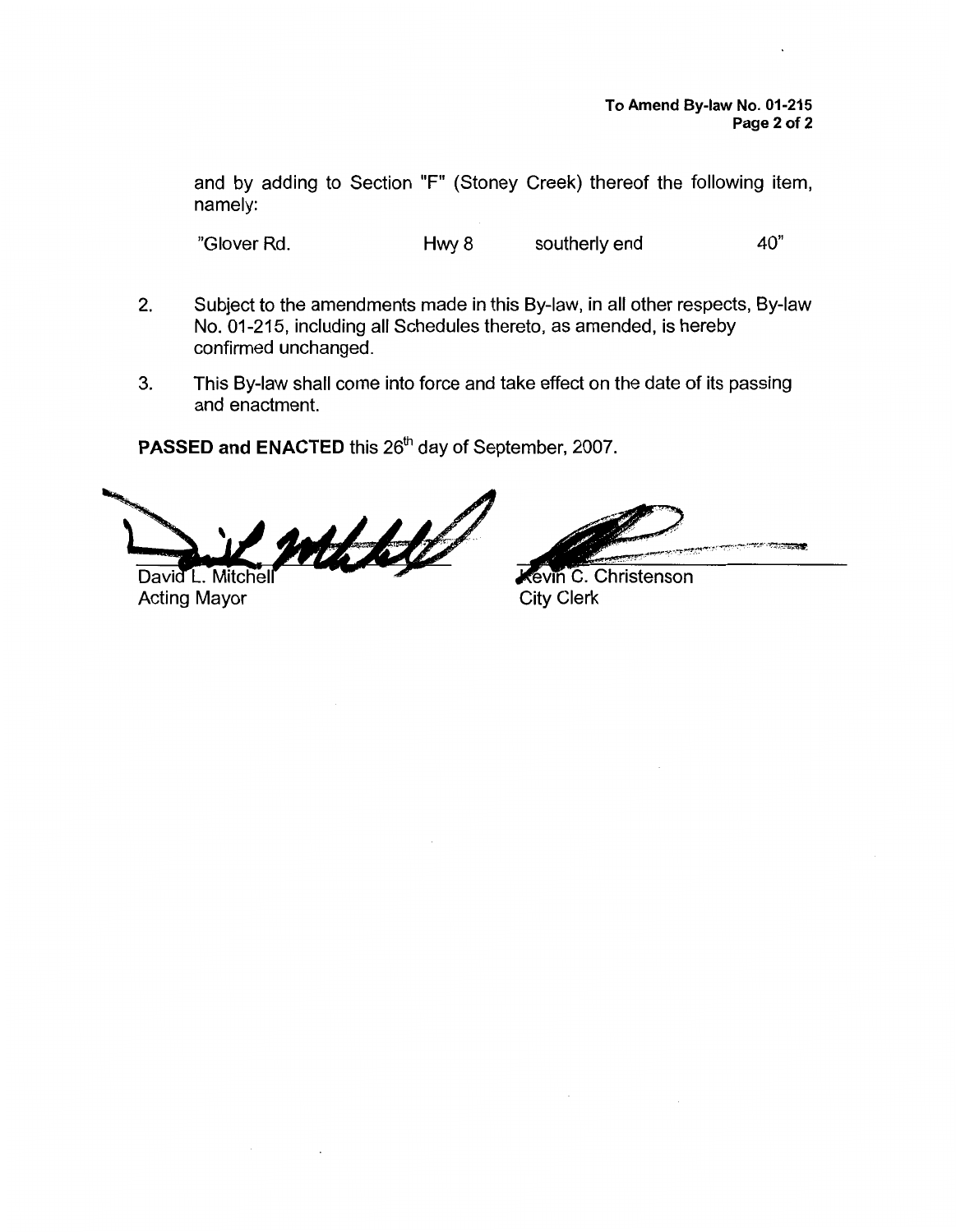and by adding to Section "F" (Stoney Creek) thereof the following item, namely:

| | | | |
|---|---|---|---|
| "Glover Rd. | Hwy 8 | southerly end | 40" |

2. Subject to the amendments made in this By-law, in all other respects, By-law No. 01-215, including all Schedules thereto, as amended, is hereby confirmed unchanged.

3. This By-law shall come into force and take effect on the date of its passing and enactment.

**PASSED and ENACTED** this 26th day of September, 2007.

David L. Mitchell
Acting Mayor

Kevin C. Christenson
City Clerk